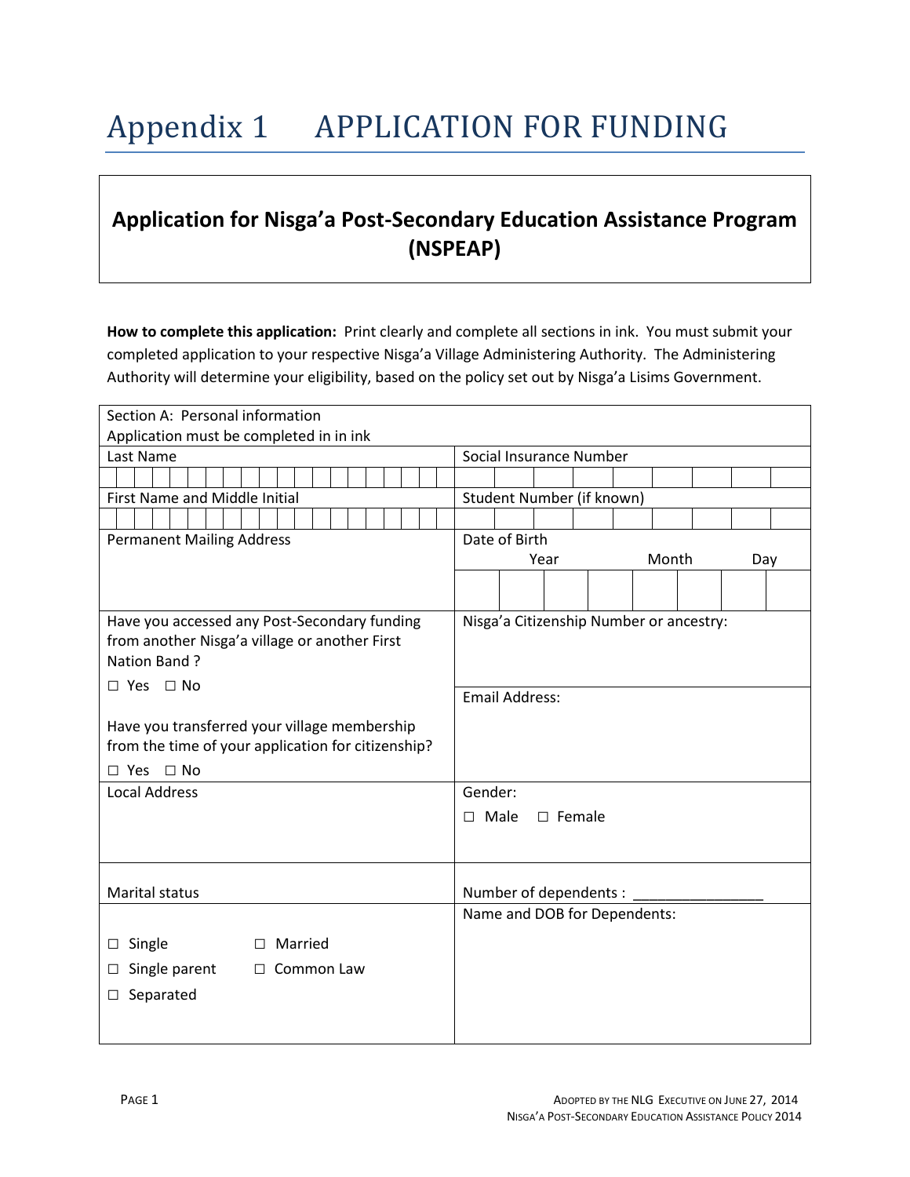# Appendix 1 APPLICATION FOR FUNDING

## Application for Nisga'a Post-Secondary Education Assistance Program (NSPEAP)

**How to complete this application:** Print clearly and complete all sections in ink. You must submit your completed application to your respective Nisga'a Village Administering Authority. The Administering Authority will determine your eligibility, based on the policy set out by Nisga'a Lisims Government.

| Section A: Personal information<br>Application must be completed in in ink | |
|---|---|
| Last Name | Social Insurance Number |
| | |
| First Name and Middle Initial | Student Number (if known) |
| | |
| Permanent Mailing Address | Date of Birth<br>Year Month Day |
| Have you accessed any Post-Secondary funding from another Nisga'a village or another First Nation Band ?<br>☐ Yes ☐ No<br><br>Have you transferred your village membership from the time of your application for citizenship?<br>☐ Yes ☐ No | Nisga'a Citizenship Number or ancestry:<br><br>Email Address: |
| Local Address | Gender:<br>☐ Male ☐ Female |
| Marital status | Number of dependents : ________________ |
| ☐ Single ☐ Married<br>☐ Single parent ☐ Common Law<br>☐ Separated | Name and DOB for Dependents: |

ADOPTED BY THE NLG EXECUTIVE ON JUNE 27, 2014
NISGA'A POST-SECONDARY EDUCATION ASSISTANCE POLICY 2014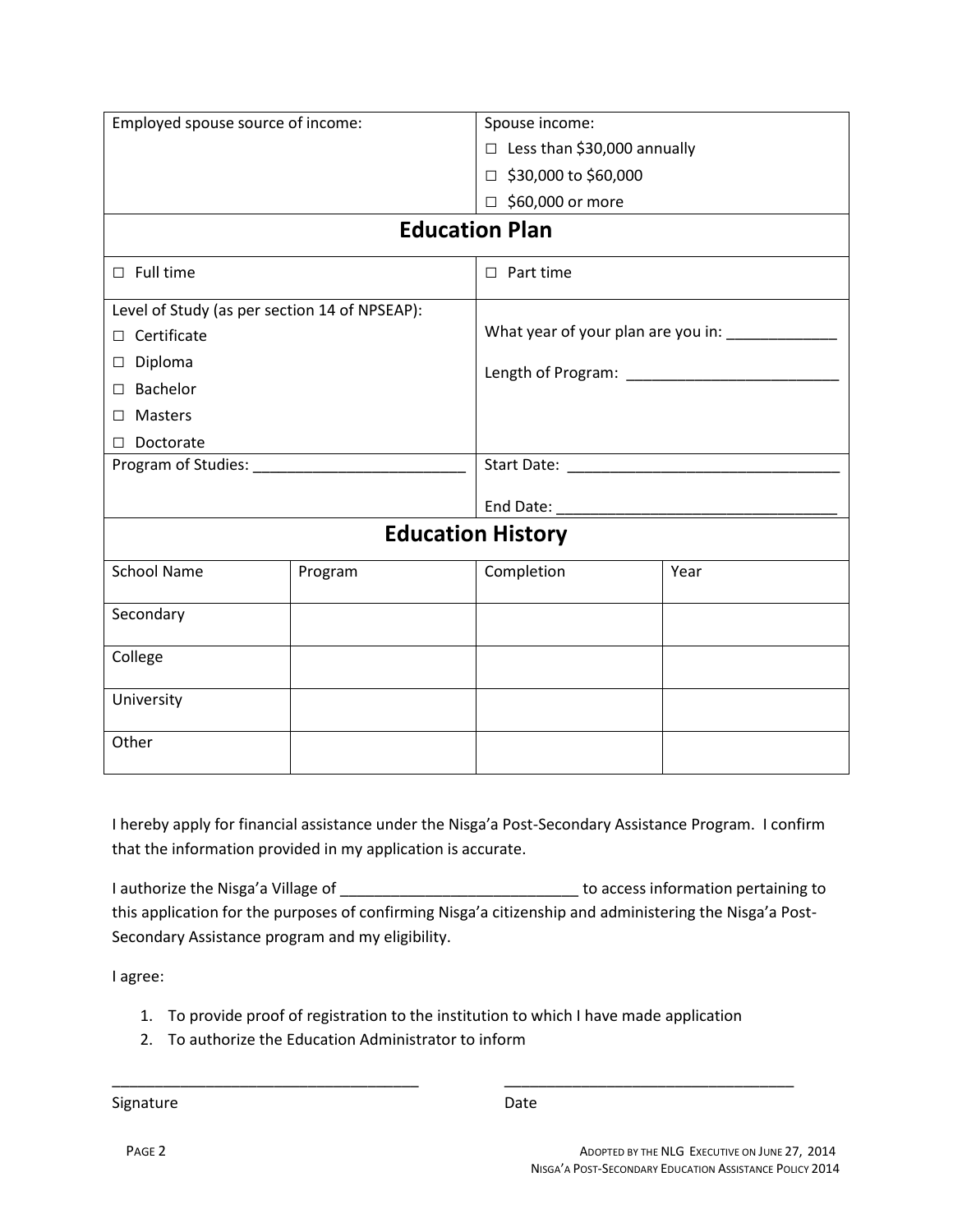| | |
|---|---|
| Employed spouse source of income: | Spouse income:<br>□ Less than $30,000 annually<br>□ $30,000 to $60,000<br>□ $60,000 or more |

## Education Plan

| | |
|---|---|
| □ Full time | □ Part time |
| Level of Study (as per section 14 of NPSEAP):<br>□ Certificate<br>□ Diploma<br>□ Bachelor<br>□ Masters<br>□ Doctorate | What year of your plan are you in: _____________<br><br>Length of Program: _________________________ |
| Program of Studies: _________________________ | Start Date: ________________________________<br><br>End Date: _________________________________ |

## Education History

| School Name | Program | Completion | Year |
|---|---|---|---|
| Secondary | | | |
| College | | | |
| University | | | |
| Other | | | |

I hereby apply for financial assistance under the Nisga'a Post-Secondary Assistance Program. I confirm that the information provided in my application is accurate.

I authorize the Nisga'a Village of ___________________________ to access information pertaining to this application for the purposes of confirming Nisga'a citizenship and administering the Nisga'a Post-Secondary Assistance program and my eligibility.

I agree:

1. To provide proof of registration to the institution to which I have made application
2. To authorize the Education Administrator to inform

_____________________________________ _____________________________________

Signature Date